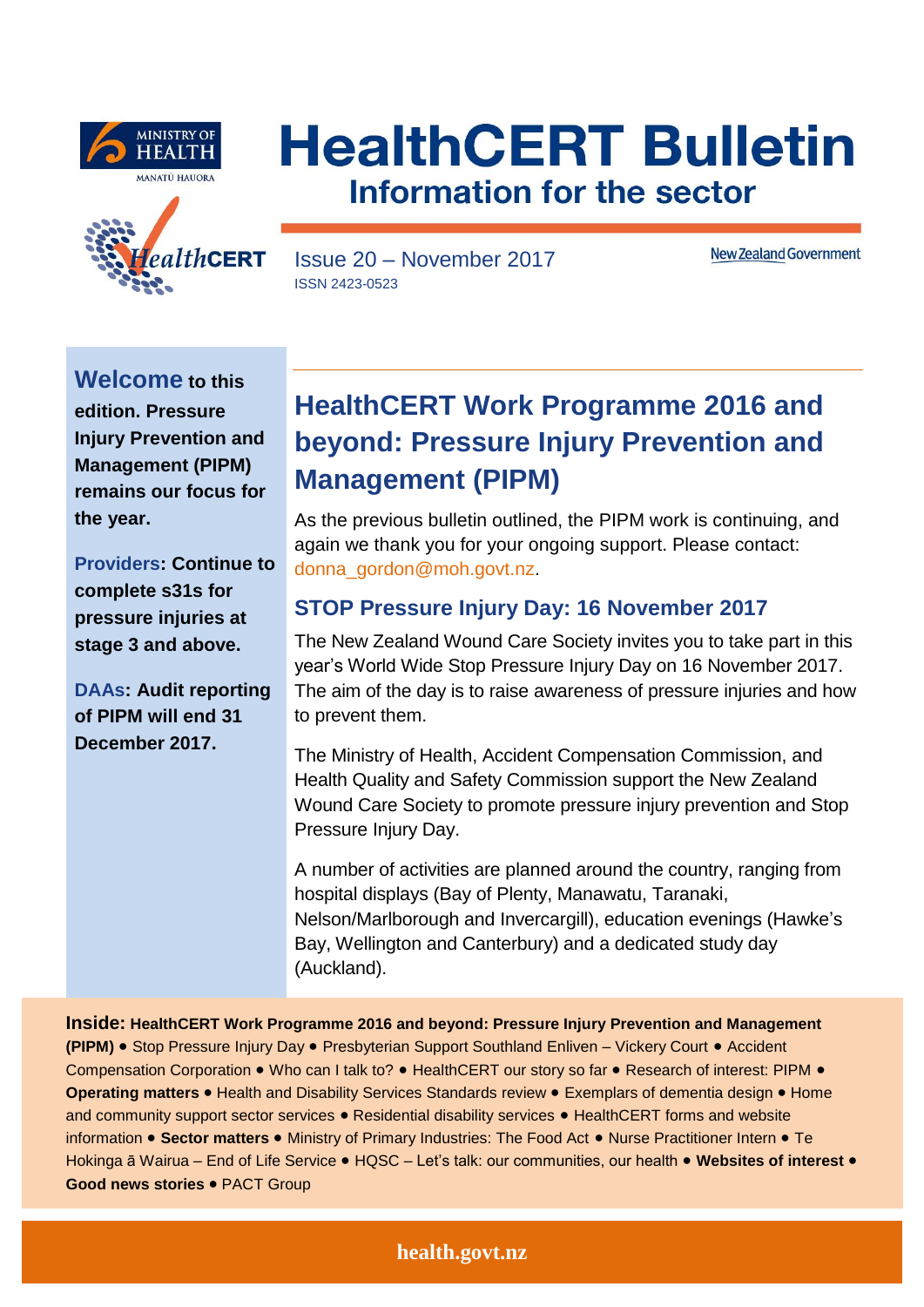# HealthCERT Bulletin

## Information for the sector

Issue 20 – November 2017

ISSN 2423-0523

New Zealand Government

**Welcome to this edition. Pressure Injury Prevention and Management (PIPM) remains our focus for the year.**

**Providers: Continue to complete s31s for pressure injuries at stage 3 and above.**

**DAAs: Audit reporting of PIPM will end 31 December 2017.**

## HealthCERT Work Programme 2016 and beyond: Pressure Injury Prevention and Management (PIPM)

As the previous bulletin outlined, the PIPM work is continuing, and again we thank you for your ongoing support. Please contact: donna_gordon@moh.govt.nz.

### STOP Pressure Injury Day: 16 November 2017

The New Zealand Wound Care Society invites you to take part in this year's World Wide Stop Pressure Injury Day on 16 November 2017. The aim of the day is to raise awareness of pressure injuries and how to prevent them.

The Ministry of Health, Accident Compensation Commission, and Health Quality and Safety Commission support the New Zealand Wound Care Society to promote pressure injury prevention and Stop Pressure Injury Day.

A number of activities are planned around the country, ranging from hospital displays (Bay of Plenty, Manawatu, Taranaki, Nelson/Marlborough and Invercargill), education evenings (Hawke's Bay, Wellington and Canterbury) and a dedicated study day (Auckland).

**Inside: HealthCERT Work Programme 2016 and beyond: Pressure Injury Prevention and Management (PIPM)** • Stop Pressure Injury Day • Presbyterian Support Southland Enliven – Vickery Court • Accident Compensation Corporation • Who can I talk to? • HealthCERT our story so far • Research of interest: PIPM • **Operating matters** • Health and Disability Services Standards review • Exemplars of dementia design • Home and community support sector services • Residential disability services • HealthCERT forms and website information • **Sector matters** • Ministry of Primary Industries: The Food Act • Nurse Practitioner Intern • Te Hokinga ā Wairua – End of Life Service • HQSC – Let's talk: our communities, our health • **Websites of interest** • **Good news stories** • PACT Group

health.govt.nz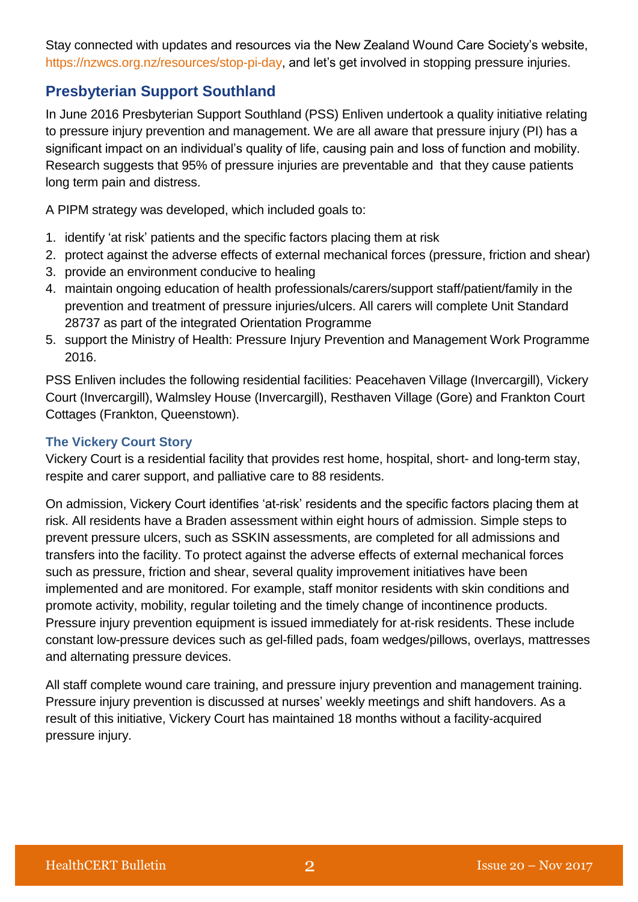Stay connected with updates and resources via the New Zealand Wound Care Society's website, https://nzwcs.org.nz/resources/stop-pi-day, and let's get involved in stopping pressure injuries.

## Presbyterian Support Southland

In June 2016 Presbyterian Support Southland (PSS) Enliven undertook a quality initiative relating to pressure injury prevention and management. We are all aware that pressure injury (PI) has a significant impact on an individual's quality of life, causing pain and loss of function and mobility. Research suggests that 95% of pressure injuries are preventable and that they cause patients long term pain and distress.

A PIPM strategy was developed, which included goals to:

1. identify 'at risk' patients and the specific factors placing them at risk
2. protect against the adverse effects of external mechanical forces (pressure, friction and shear)
3. provide an environment conducive to healing
4. maintain ongoing education of health professionals/carers/support staff/patient/family in the prevention and treatment of pressure injuries/ulcers. All carers will complete Unit Standard 28737 as part of the integrated Orientation Programme
5. support the Ministry of Health: Pressure Injury Prevention and Management Work Programme 2016.

PSS Enliven includes the following residential facilities: Peacehaven Village (Invercargill), Vickery Court (Invercargill), Walmsley House (Invercargill), Resthaven Village (Gore) and Frankton Court Cottages (Frankton, Queenstown).

### The Vickery Court Story

Vickery Court is a residential facility that provides rest home, hospital, short- and long-term stay, respite and carer support, and palliative care to 88 residents.

On admission, Vickery Court identifies 'at-risk' residents and the specific factors placing them at risk. All residents have a Braden assessment within eight hours of admission. Simple steps to prevent pressure ulcers, such as SSKIN assessments, are completed for all admissions and transfers into the facility. To protect against the adverse effects of external mechanical forces such as pressure, friction and shear, several quality improvement initiatives have been implemented and are monitored. For example, staff monitor residents with skin conditions and promote activity, mobility, regular toileting and the timely change of incontinence products. Pressure injury prevention equipment is issued immediately for at-risk residents. These include constant low-pressure devices such as gel-filled pads, foam wedges/pillows, overlays, mattresses and alternating pressure devices.

All staff complete wound care training, and pressure injury prevention and management training. Pressure injury prevention is discussed at nurses' weekly meetings and shift handovers. As a result of this initiative, Vickery Court has maintained 18 months without a facility-acquired pressure injury.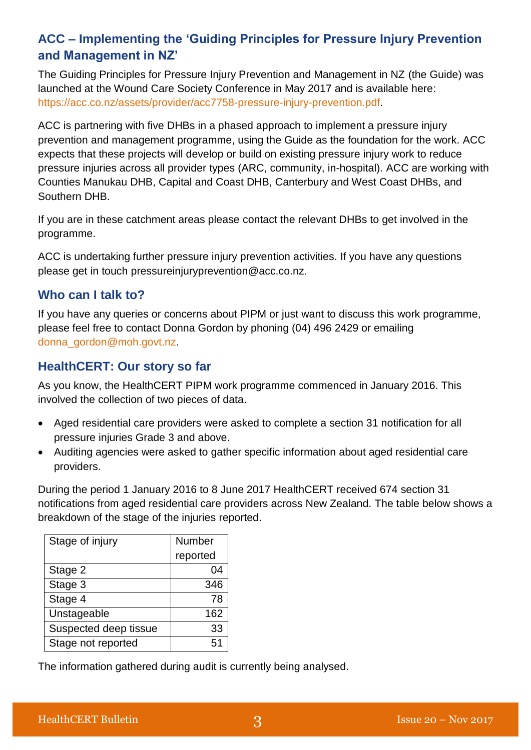## ACC – Implementing the 'Guiding Principles for Pressure Injury Prevention and Management in NZ'

The Guiding Principles for Pressure Injury Prevention and Management in NZ (the Guide) was launched at the Wound Care Society Conference in May 2017 and is available here: https://acc.co.nz/assets/provider/acc7758-pressure-injury-prevention.pdf.

ACC is partnering with five DHBs in a phased approach to implement a pressure injury prevention and management programme, using the Guide as the foundation for the work. ACC expects that these projects will develop or build on existing pressure injury work to reduce pressure injuries across all provider types (ARC, community, in-hospital). ACC are working with Counties Manukau DHB, Capital and Coast DHB, Canterbury and West Coast DHBs, and Southern DHB.

If you are in these catchment areas please contact the relevant DHBs to get involved in the programme.

ACC is undertaking further pressure injury prevention activities. If you have any questions please get in touch pressureinjuryprevention@acc.co.nz.

## Who can I talk to?

If you have any queries or concerns about PIPM or just want to discuss this work programme, please feel free to contact Donna Gordon by phoning (04) 496 2429 or emailing donna_gordon@moh.govt.nz.

## HealthCERT: Our story so far

As you know, the HealthCERT PIPM work programme commenced in January 2016. This involved the collection of two pieces of data.

- Aged residential care providers were asked to complete a section 31 notification for all pressure injuries Grade 3 and above.
- Auditing agencies were asked to gather specific information about aged residential care providers.

During the period 1 January 2016 to 8 June 2017 HealthCERT received 674 section 31 notifications from aged residential care providers across New Zealand. The table below shows a breakdown of the stage of the injuries reported.

| Stage of injury | Number reported |
|---|---:|
| Stage 2 | 04 |
| Stage 3 | 346 |
| Stage 4 | 78 |
| Unstageable | 162 |
| Suspected deep tissue | 33 |
| Stage not reported | 51 |

The information gathered during audit is currently being analysed.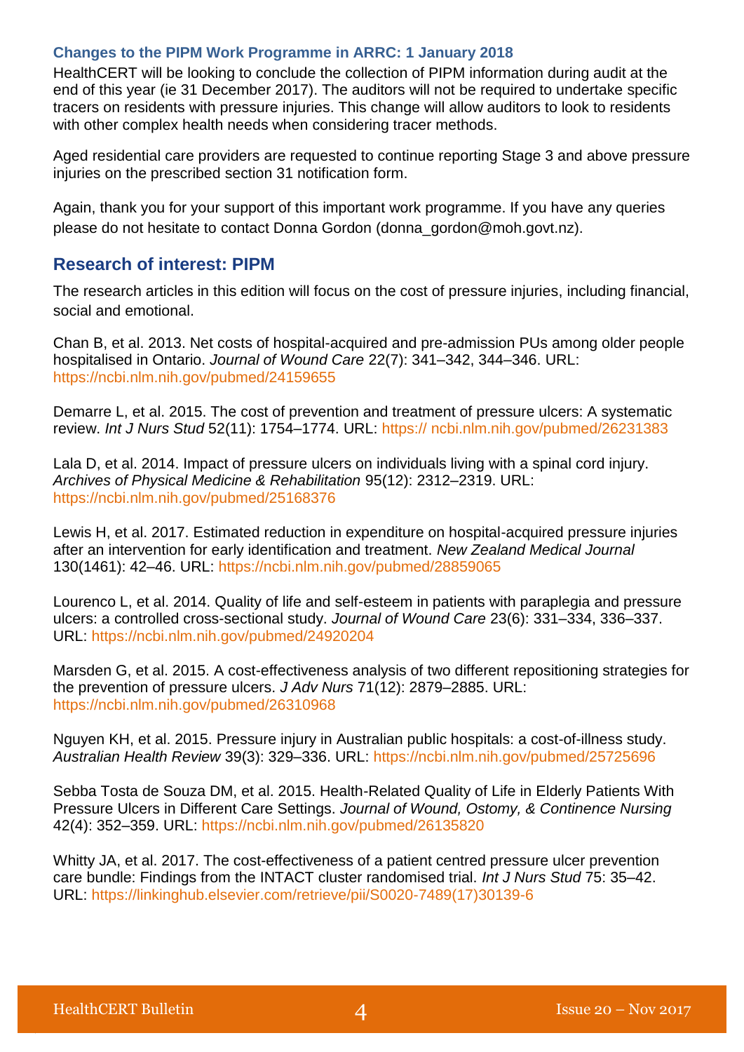### Changes to the PIPM Work Programme in ARRC: 1 January 2018

HealthCERT will be looking to conclude the collection of PIPM information during audit at the end of this year (ie 31 December 2017). The auditors will not be required to undertake specific tracers on residents with pressure injuries. This change will allow auditors to look to residents with other complex health needs when considering tracer methods.

Aged residential care providers are requested to continue reporting Stage 3 and above pressure injuries on the prescribed section 31 notification form.

Again, thank you for your support of this important work programme. If you have any queries please do not hesitate to contact Donna Gordon (donna_gordon@moh.govt.nz).

## Research of interest: PIPM

The research articles in this edition will focus on the cost of pressure injuries, including financial, social and emotional.

Chan B, et al. 2013. Net costs of hospital-acquired and pre-admission PUs among older people hospitalised in Ontario. *Journal of Wound Care* 22(7): 341–342, 344–346. URL: https://ncbi.nlm.nih.gov/pubmed/24159655

Demarre L, et al. 2015. The cost of prevention and treatment of pressure ulcers: A systematic review. *Int J Nurs Stud* 52(11): 1754–1774. URL: https:// ncbi.nlm.nih.gov/pubmed/26231383

Lala D, et al. 2014. Impact of pressure ulcers on individuals living with a spinal cord injury. *Archives of Physical Medicine & Rehabilitation* 95(12): 2312–2319. URL: https://ncbi.nlm.nih.gov/pubmed/25168376

Lewis H, et al. 2017. Estimated reduction in expenditure on hospital-acquired pressure injuries after an intervention for early identification and treatment. *New Zealand Medical Journal* 130(1461): 42–46. URL: https://ncbi.nlm.nih.gov/pubmed/28859065

Lourenco L, et al. 2014. Quality of life and self-esteem in patients with paraplegia and pressure ulcers: a controlled cross-sectional study. *Journal of Wound Care* 23(6): 331–334, 336–337. URL: https://ncbi.nlm.nih.gov/pubmed/24920204

Marsden G, et al. 2015. A cost-effectiveness analysis of two different repositioning strategies for the prevention of pressure ulcers. *J Adv Nurs* 71(12): 2879–2885. URL: https://ncbi.nlm.nih.gov/pubmed/26310968

Nguyen KH, et al. 2015. Pressure injury in Australian public hospitals: a cost-of-illness study. *Australian Health Review* 39(3): 329–336. URL: https://ncbi.nlm.nih.gov/pubmed/25725696

Sebba Tosta de Souza DM, et al. 2015. Health-Related Quality of Life in Elderly Patients With Pressure Ulcers in Different Care Settings. *Journal of Wound, Ostomy, & Continence Nursing* 42(4): 352–359. URL: https://ncbi.nlm.nih.gov/pubmed/26135820

Whitty JA, et al. 2017. The cost-effectiveness of a patient centred pressure ulcer prevention care bundle: Findings from the INTACT cluster randomised trial. *Int J Nurs Stud* 75: 35–42. URL: https://linkinghub.elsevier.com/retrieve/pii/S0020-7489(17)30139-6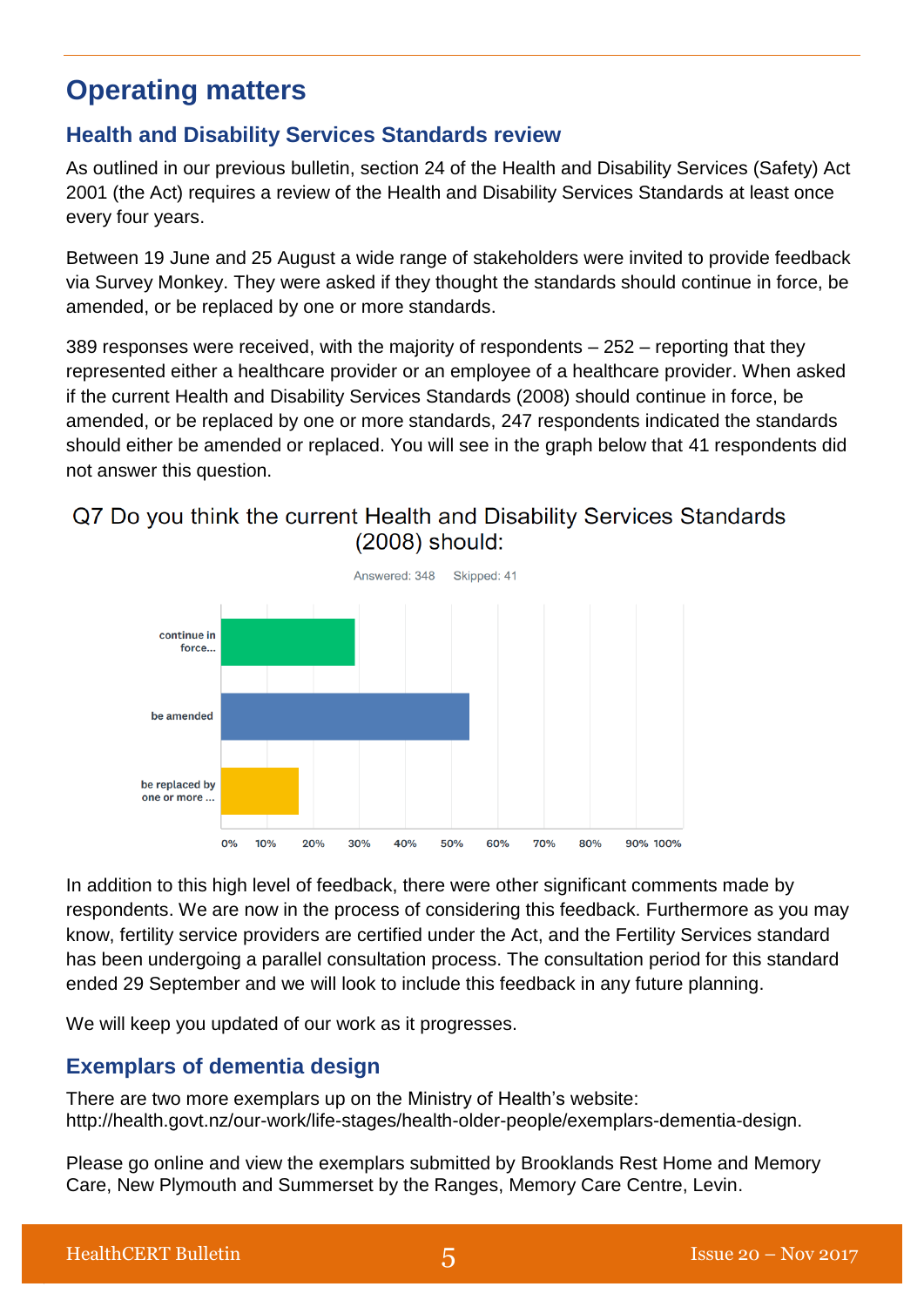# Operating matters

## Health and Disability Services Standards review

As outlined in our previous bulletin, section 24 of the Health and Disability Services (Safety) Act 2001 (the Act) requires a review of the Health and Disability Services Standards at least once every four years.

Between 19 June and 25 August a wide range of stakeholders were invited to provide feedback via Survey Monkey. They were asked if they thought the standards should continue in force, be amended, or be replaced by one or more standards.

389 responses were received, with the majority of respondents – 252 – reporting that they represented either a healthcare provider or an employee of a healthcare provider. When asked if the current Health and Disability Services Standards (2008) should continue in force, be amended, or be replaced by one or more standards, 247 respondents indicated the standards should either be amended or replaced. You will see in the graph below that 41 respondents did not answer this question.

Q7 Do you think the current Health and Disability Services Standards (2008) should:

Answered: 348 Skipped: 41

| Response | Approx. % |
|---|---|
| continue in force... | ~29% |
| be amended | ~54% |
| be replaced by one or more ... | ~17% |

In addition to this high level of feedback, there were other significant comments made by respondents. We are now in the process of considering this feedback. Furthermore as you may know, fertility service providers are certified under the Act, and the Fertility Services standard has been undergoing a parallel consultation process. The consultation period for this standard ended 29 September and we will look to include this feedback in any future planning.

We will keep you updated of our work as it progresses.

## Exemplars of dementia design

There are two more exemplars up on the Ministry of Health's website: http://health.govt.nz/our-work/life-stages/health-older-people/exemplars-dementia-design.

Please go online and view the exemplars submitted by Brooklands Rest Home and Memory Care, New Plymouth and Summerset by the Ranges, Memory Care Centre, Levin.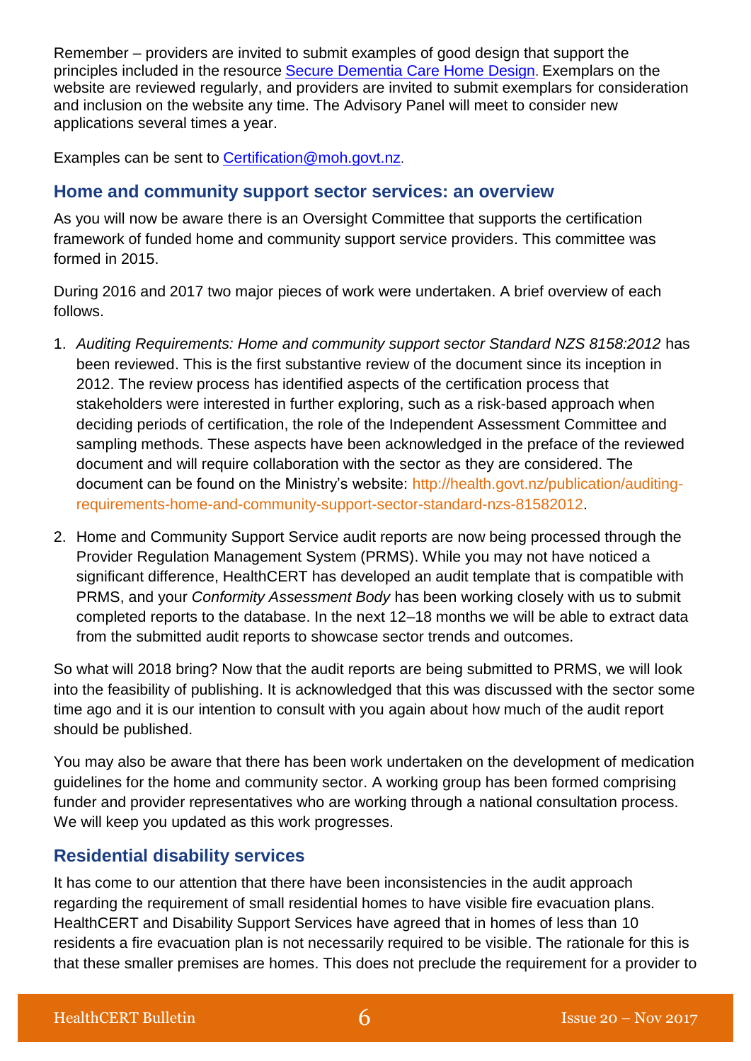Remember – providers are invited to submit examples of good design that support the principles included in the resource [Secure Dementia Care Home Design](). Exemplars on the website are reviewed regularly, and providers are invited to submit exemplars for consideration and inclusion on the website any time. The Advisory Panel will meet to consider new applications several times a year.

Examples can be sent to Certification@moh.govt.nz.

## Home and community support sector services: an overview

As you will now be aware there is an Oversight Committee that supports the certification framework of funded home and community support service providers. This committee was formed in 2015.

During 2016 and 2017 two major pieces of work were undertaken. A brief overview of each follows.

1. *Auditing Requirements: Home and community support sector Standard NZS 8158:2012* has been reviewed. This is the first substantive review of the document since its inception in 2012. The review process has identified aspects of the certification process that stakeholders were interested in further exploring, such as a risk-based approach when deciding periods of certification, the role of the Independent Assessment Committee and sampling methods. These aspects have been acknowledged in the preface of the reviewed document and will require collaboration with the sector as they are considered. The document can be found on the Ministry's website: http://health.govt.nz/publication/auditing-requirements-home-and-community-support-sector-standard-nzs-81582012.
2. Home and Community Support Service audit reports are now being processed through the Provider Regulation Management System (PRMS). While you may not have noticed a significant difference, HealthCERT has developed an audit template that is compatible with PRMS, and your *Conformity Assessment Body* has been working closely with us to submit completed reports to the database. In the next 12–18 months we will be able to extract data from the submitted audit reports to showcase sector trends and outcomes.

So what will 2018 bring? Now that the audit reports are being submitted to PRMS, we will look into the feasibility of publishing. It is acknowledged that this was discussed with the sector some time ago and it is our intention to consult with you again about how much of the audit report should be published.

You may also be aware that there has been work undertaken on the development of medication guidelines for the home and community sector. A working group has been formed comprising funder and provider representatives who are working through a national consultation process. We will keep you updated as this work progresses.

## Residential disability services

It has come to our attention that there have been inconsistencies in the audit approach regarding the requirement of small residential homes to have visible fire evacuation plans. HealthCERT and Disability Support Services have agreed that in homes of less than 10 residents a fire evacuation plan is not necessarily required to be visible. The rationale for this is that these smaller premises are homes. This does not preclude the requirement for a provider to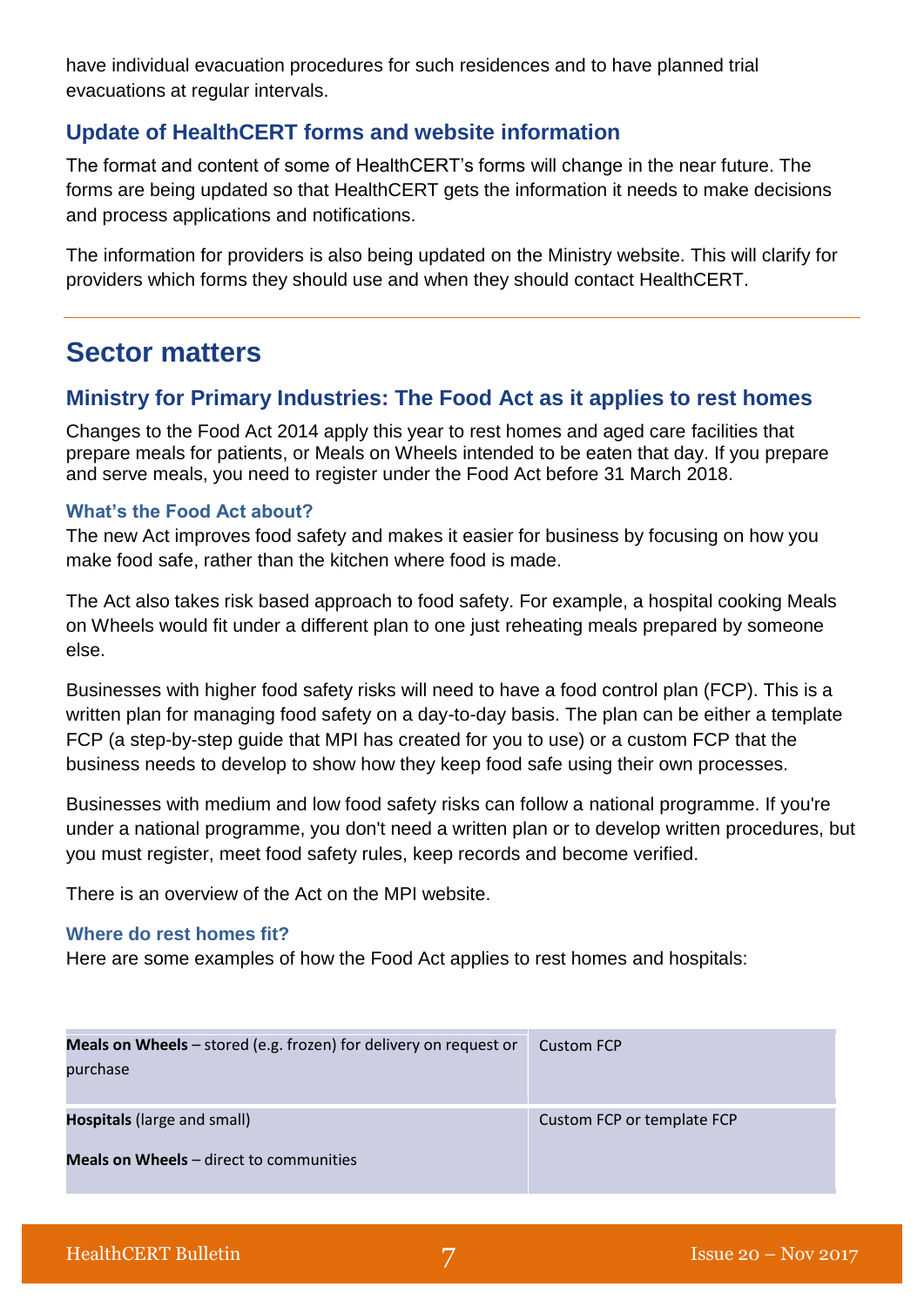have individual evacuation procedures for such residences and to have planned trial evacuations at regular intervals.

### Update of HealthCERT forms and website information

The format and content of some of HealthCERT's forms will change in the near future. The forms are being updated so that HealthCERT gets the information it needs to make decisions and process applications and notifications.

The information for providers is also being updated on the Ministry website. This will clarify for providers which forms they should use and when they should contact HealthCERT.

## Sector matters

### Ministry for Primary Industries: The Food Act as it applies to rest homes

Changes to the Food Act 2014 apply this year to rest homes and aged care facilities that prepare meals for patients, or Meals on Wheels intended to be eaten that day. If you prepare and serve meals, you need to register under the Food Act before 31 March 2018.

#### What's the Food Act about?

The new Act improves food safety and makes it easier for business by focusing on how you make food safe, rather than the kitchen where food is made.

The Act also takes risk based approach to food safety. For example, a hospital cooking Meals on Wheels would fit under a different plan to one just reheating meals prepared by someone else.

Businesses with higher food safety risks will need to have a food control plan (FCP). This is a written plan for managing food safety on a day-to-day basis. The plan can be either a template FCP (a step-by-step guide that MPI has created for you to use) or a custom FCP that the business needs to develop to show how they keep food safe using their own processes.

Businesses with medium and low food safety risks can follow a national programme. If you're under a national programme, you don't need a written plan or to develop written procedures, but you must register, meet food safety rules, keep records and become verified.

There is an overview of the Act on the MPI website.

#### Where do rest homes fit?

Here are some examples of how the Food Act applies to rest homes and hospitals:

| | |
|---|---|
| **Meals on Wheels** – stored (e.g. frozen) for delivery on request or purchase | Custom FCP |
| **Hospitals** (large and small)<br><br>**Meals on Wheels** – direct to communities | Custom FCP or template FCP |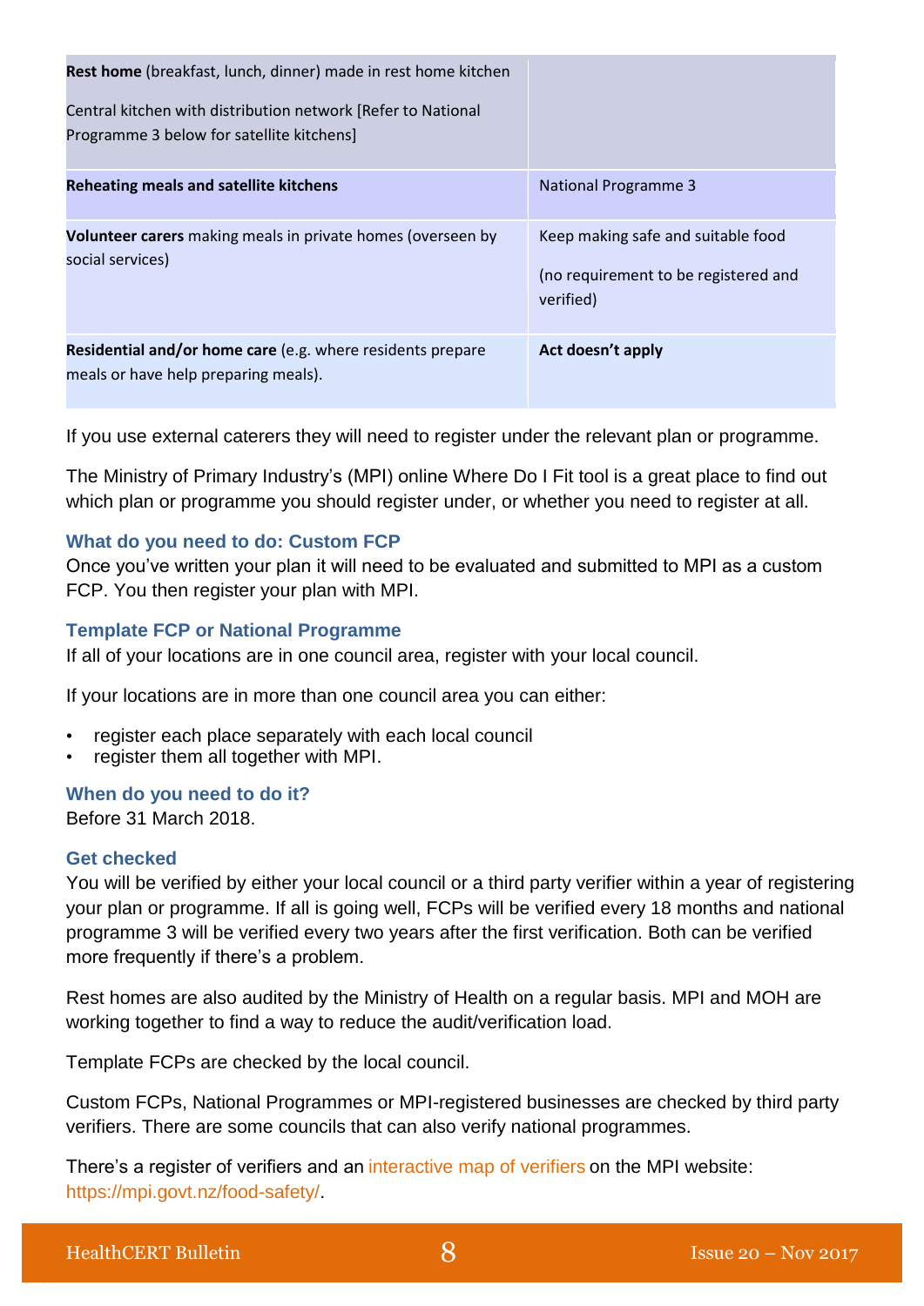| | |
|---|---|
| **Rest home** (breakfast, lunch, dinner) made in rest home kitchen<br><br>Central kitchen with distribution network [Refer to National Programme 3 below for satellite kitchens] | |
| **Reheating meals and satellite kitchens** | National Programme 3 |
| **Volunteer carers** making meals in private homes (overseen by social services) | Keep making safe and suitable food<br><br>(no requirement to be registered and verified) |
| **Residential and/or home care** (e.g. where residents prepare meals or have help preparing meals). | **Act doesn't apply** |

If you use external caterers they will need to register under the relevant plan or programme.

The Ministry of Primary Industry's (MPI) online Where Do I Fit tool is a great place to find out which plan or programme you should register under, or whether you need to register at all.

### What do you need to do: Custom FCP

Once you've written your plan it will need to be evaluated and submitted to MPI as a custom FCP. You then register your plan with MPI.

### Template FCP or National Programme

If all of your locations are in one council area, register with your local council.

If your locations are in more than one council area you can either:

- register each place separately with each local council
- register them all together with MPI.

### When do you need to do it?

Before 31 March 2018.

### Get checked

You will be verified by either your local council or a third party verifier within a year of registering your plan or programme. If all is going well, FCPs will be verified every 18 months and national programme 3 will be verified every two years after the first verification. Both can be verified more frequently if there's a problem.

Rest homes are also audited by the Ministry of Health on a regular basis. MPI and MOH are working together to find a way to reduce the audit/verification load.

Template FCPs are checked by the local council.

Custom FCPs, National Programmes or MPI-registered businesses are checked by third party verifiers. There are some councils that can also verify national programmes.

There's a register of verifiers and an interactive map of verifiers on the MPI website: https://mpi.govt.nz/food-safety/.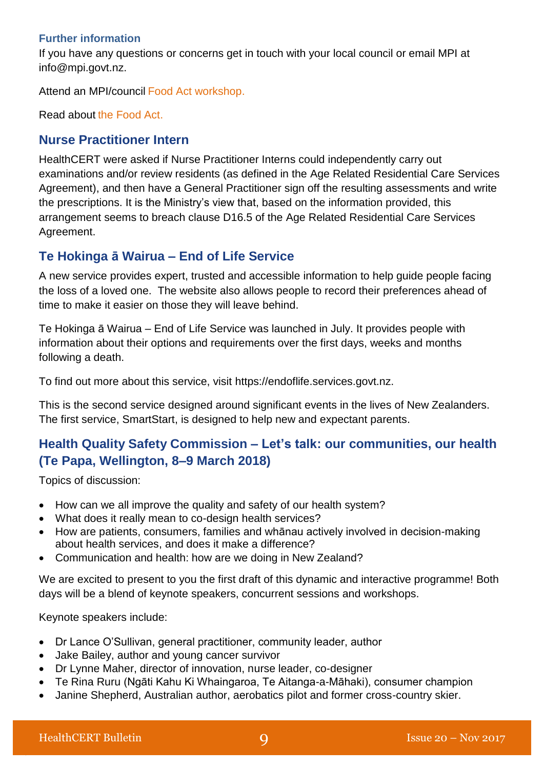### Further information

If you have any questions or concerns get in touch with your local council or email MPI at info@mpi.govt.nz.

Attend an MPI/council Food Act workshop.

Read about the Food Act.

## Nurse Practitioner Intern

HealthCERT were asked if Nurse Practitioner Interns could independently carry out examinations and/or review residents (as defined in the Age Related Residential Care Services Agreement), and then have a General Practitioner sign off the resulting assessments and write the prescriptions. It is the Ministry's view that, based on the information provided, this arrangement seems to breach clause D16.5 of the Age Related Residential Care Services Agreement.

## Te Hokinga ā Wairua – End of Life Service

A new service provides expert, trusted and accessible information to help guide people facing the loss of a loved one. The website also allows people to record their preferences ahead of time to make it easier on those they will leave behind.

Te Hokinga ā Wairua – End of Life Service was launched in July. It provides people with information about their options and requirements over the first days, weeks and months following a death.

To find out more about this service, visit https://endoflife.services.govt.nz.

This is the second service designed around significant events in the lives of New Zealanders. The first service, SmartStart, is designed to help new and expectant parents.

## Health Quality Safety Commission – Let's talk: our communities, our health (Te Papa, Wellington, 8–9 March 2018)

Topics of discussion:

- How can we all improve the quality and safety of our health system?
- What does it really mean to co-design health services?
- How are patients, consumers, families and whānau actively involved in decision-making about health services, and does it make a difference?
- Communication and health: how are we doing in New Zealand?

We are excited to present to you the first draft of this dynamic and interactive programme! Both days will be a blend of keynote speakers, concurrent sessions and workshops.

Keynote speakers include:

- Dr Lance O'Sullivan, general practitioner, community leader, author
- Jake Bailey, author and young cancer survivor
- Dr Lynne Maher, director of innovation, nurse leader, co-designer
- Te Rina Ruru (Ngāti Kahu Ki Whaingaroa, Te Aitanga-a-Māhaki), consumer champion
- Janine Shepherd, Australian author, aerobatics pilot and former cross-country skier.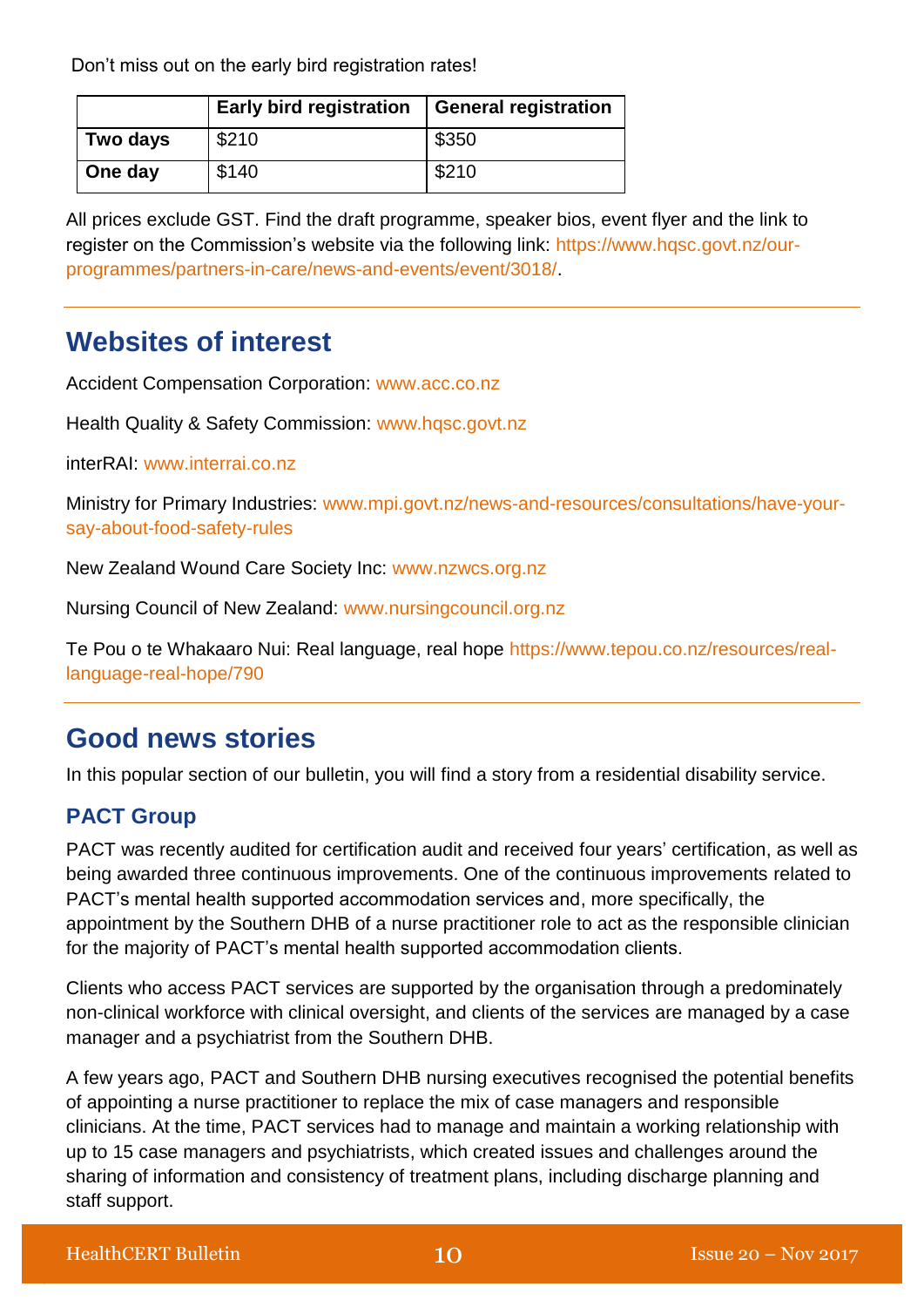Don't miss out on the early bird registration rates!

| | Early bird registration | General registration |
|---|---|---|
| **Two days** | $210 | $350 |
| **One day** | $140 | $210 |

All prices exclude GST. Find the draft programme, speaker bios, event flyer and the link to register on the Commission's website via the following link: https://www.hqsc.govt.nz/our-programmes/partners-in-care/news-and-events/event/3018/.

## Websites of interest

Accident Compensation Corporation: www.acc.co.nz

Health Quality & Safety Commission: www.hqsc.govt.nz

interRAI: www.interrai.co.nz

Ministry for Primary Industries: www.mpi.govt.nz/news-and-resources/consultations/have-your-say-about-food-safety-rules

New Zealand Wound Care Society Inc: www.nzwcs.org.nz

Nursing Council of New Zealand: www.nursingcouncil.org.nz

Te Pou o te Whakaaro Nui: Real language, real hope https://www.tepou.co.nz/resources/real-language-real-hope/790

## Good news stories

In this popular section of our bulletin, you will find a story from a residential disability service.

### PACT Group

PACT was recently audited for certification audit and received four years' certification, as well as being awarded three continuous improvements. One of the continuous improvements related to PACT's mental health supported accommodation services and, more specifically, the appointment by the Southern DHB of a nurse practitioner role to act as the responsible clinician for the majority of PACT's mental health supported accommodation clients.

Clients who access PACT services are supported by the organisation through a predominately non-clinical workforce with clinical oversight, and clients of the services are managed by a case manager and a psychiatrist from the Southern DHB.

A few years ago, PACT and Southern DHB nursing executives recognised the potential benefits of appointing a nurse practitioner to replace the mix of case managers and responsible clinicians. At the time, PACT services had to manage and maintain a working relationship with up to 15 case managers and psychiatrists, which created issues and challenges around the sharing of information and consistency of treatment plans, including discharge planning and staff support.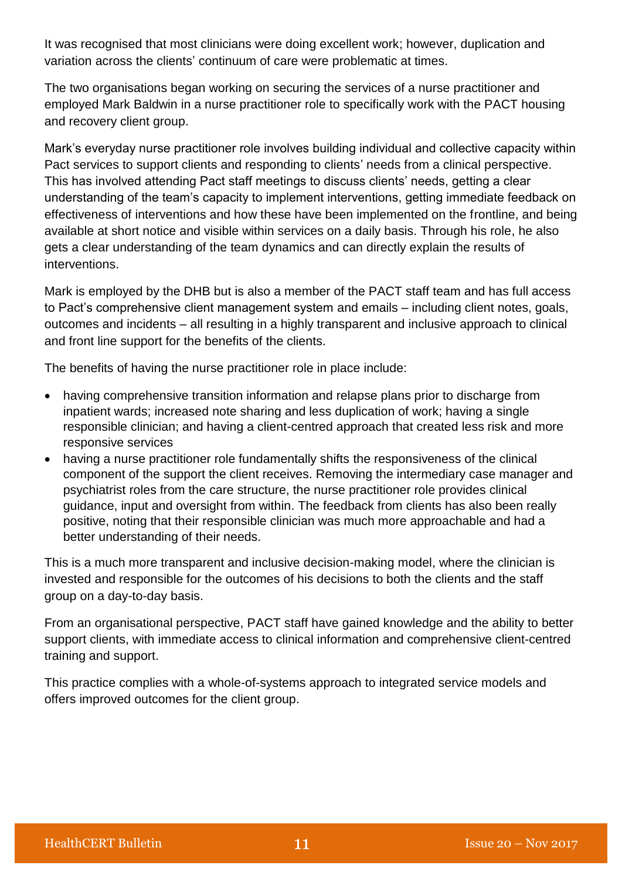It was recognised that most clinicians were doing excellent work; however, duplication and variation across the clients' continuum of care were problematic at times.

The two organisations began working on securing the services of a nurse practitioner and employed Mark Baldwin in a nurse practitioner role to specifically work with the PACT housing and recovery client group.

Mark's everyday nurse practitioner role involves building individual and collective capacity within Pact services to support clients and responding to clients' needs from a clinical perspective. This has involved attending Pact staff meetings to discuss clients' needs, getting a clear understanding of the team's capacity to implement interventions, getting immediate feedback on effectiveness of interventions and how these have been implemented on the frontline, and being available at short notice and visible within services on a daily basis. Through his role, he also gets a clear understanding of the team dynamics and can directly explain the results of interventions.

Mark is employed by the DHB but is also a member of the PACT staff team and has full access to Pact's comprehensive client management system and emails – including client notes, goals, outcomes and incidents – all resulting in a highly transparent and inclusive approach to clinical and front line support for the benefits of the clients.

The benefits of having the nurse practitioner role in place include:

- having comprehensive transition information and relapse plans prior to discharge from inpatient wards; increased note sharing and less duplication of work; having a single responsible clinician; and having a client-centred approach that created less risk and more responsive services
- having a nurse practitioner role fundamentally shifts the responsiveness of the clinical component of the support the client receives. Removing the intermediary case manager and psychiatrist roles from the care structure, the nurse practitioner role provides clinical guidance, input and oversight from within. The feedback from clients has also been really positive, noting that their responsible clinician was much more approachable and had a better understanding of their needs.

This is a much more transparent and inclusive decision-making model, where the clinician is invested and responsible for the outcomes of his decisions to both the clients and the staff group on a day-to-day basis.

From an organisational perspective, PACT staff have gained knowledge and the ability to better support clients, with immediate access to clinical information and comprehensive client-centred training and support.

This practice complies with a whole-of-systems approach to integrated service models and offers improved outcomes for the client group.